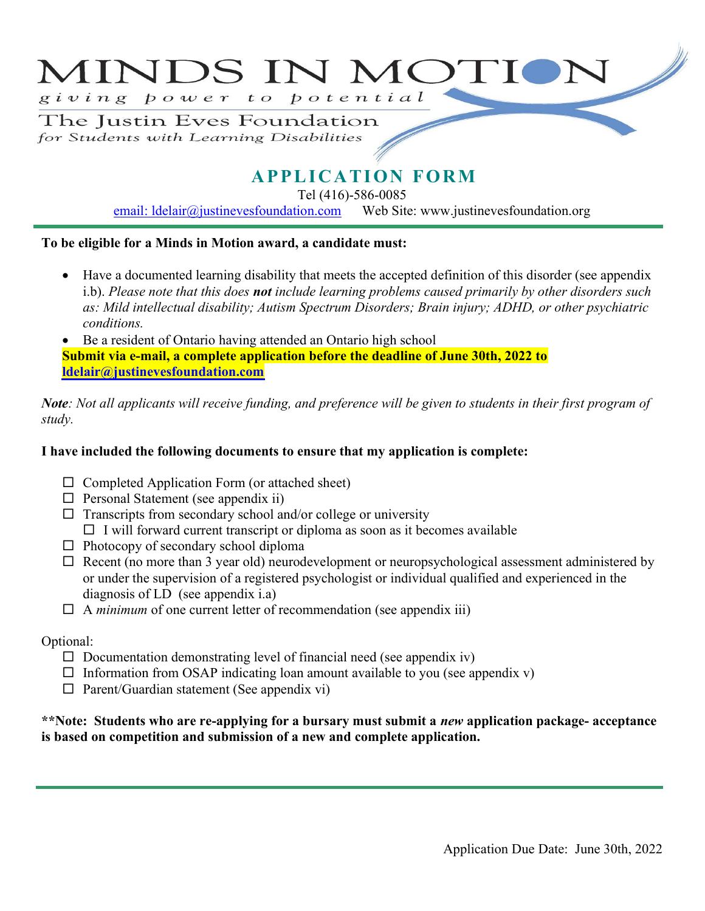# MINDS IN MOTION

*giving power to potential*

The Justin Eves Foundation
*for Students with Learning Disabilities*

## APPLICATION FORM

Tel (416)-586-0085
email: ldelair@justinevesfoundation.com Web Site: www.justinevesfoundation.org

---

**To be eligible for a Minds in Motion award, a candidate must:**

- Have a documented learning disability that meets the accepted definition of this disorder (see appendix i.b). *Please note that this does **not** include learning problems caused primarily by other disorders such as: Mild intellectual disability; Autism Spectrum Disorders; Brain injury; ADHD, or other psychiatric conditions.*
- Be a resident of Ontario having attended an Ontario high school

**Submit via e-mail, a complete application before the deadline of June 30th, 2022 to ldelair@justinevesfoundation.com**

***Note**: Not all applicants will receive funding, and preference will be given to students in their first program of study.*

**I have included the following documents to ensure that my application is complete:**

- ☐ Completed Application Form (or attached sheet)
- ☐ Personal Statement (see appendix ii)
- ☐ Transcripts from secondary school and/or college or university
  - ☐ I will forward current transcript or diploma as soon as it becomes available
- ☐ Photocopy of secondary school diploma
- ☐ Recent (no more than 3 year old) neurodevelopment or neuropsychological assessment administered by or under the supervision of a registered psychologist or individual qualified and experienced in the diagnosis of LD (see appendix i.a)
- ☐ A *minimum* of one current letter of recommendation (see appendix iii)

Optional:

- ☐ Documentation demonstrating level of financial need (see appendix iv)
- ☐ Information from OSAP indicating loan amount available to you (see appendix v)
- ☐ Parent/Guardian statement (See appendix vi)

**\*\*Note: Students who are re-applying for a bursary must submit a *new* application package- acceptance is based on competition and submission of a new and complete application.**

---

Application Due Date: June 30th, 2022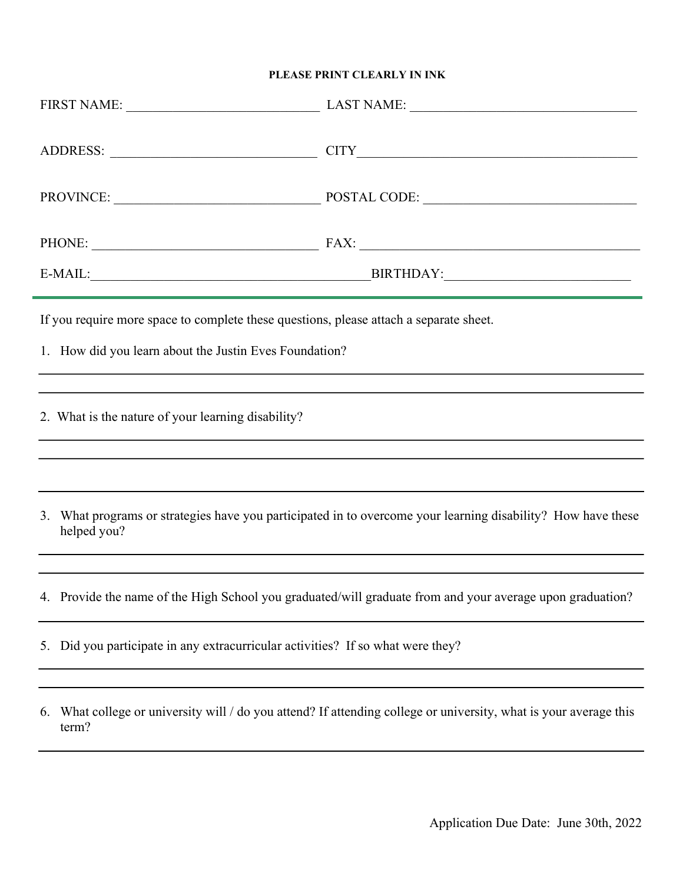**PLEASE PRINT CLEARLY IN INK**

FIRST NAME: ____________________________ LAST NAME: _________________________________

ADDRESS: ______________________________ CITY__________________________________________

PROVINCE: ______________________________ POSTAL CODE: _______________________________

PHONE: _________________________________ FAX: _________________________________________

E-MAIL:_________________________________________BIRTHDAY:__________________________

---

If you require more space to complete these questions, please attach a separate sheet.

1. How did you learn about the Justin Eves Foundation?

______________________________________________________________________________

______________________________________________________________________________

2. What is the nature of your learning disability?

______________________________________________________________________________

______________________________________________________________________________

______________________________________________________________________________

3. What programs or strategies have you participated in to overcome your learning disability? How have these helped you?

______________________________________________________________________________

______________________________________________________________________________

4. Provide the name of the High School you graduated/will graduate from and your average upon graduation?

______________________________________________________________________________

5. Did you participate in any extracurricular activities? If so what were they?

______________________________________________________________________________

______________________________________________________________________________

6. What college or university will / do you attend? If attending college or university, what is your average this term?

______________________________________________________________________________

Application Due Date: June 30th, 2022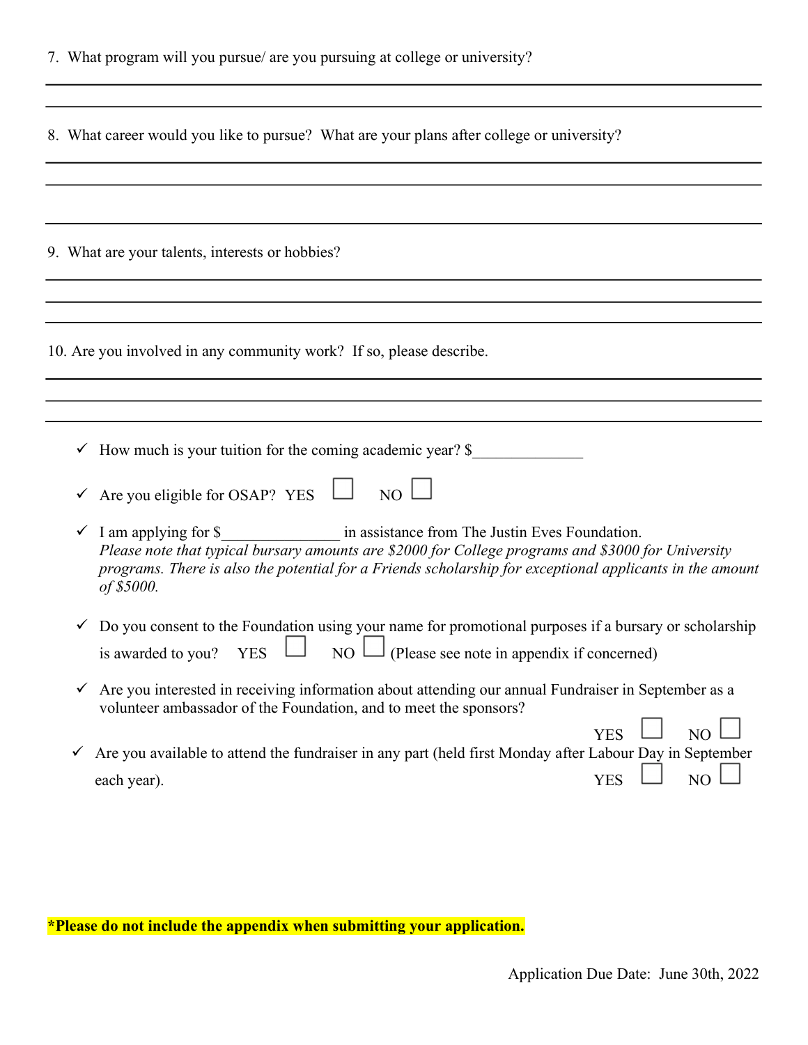7. What program will you pursue/ are you pursuing at college or university?

______________________________________________________________________________

______________________________________________________________________________

8. What career would you like to pursue? What are your plans after college or university?

______________________________________________________________________________

______________________________________________________________________________

______________________________________________________________________________

9. What are your talents, interests or hobbies?

______________________________________________________________________________

______________________________________________________________________________

______________________________________________________________________________

10. Are you involved in any community work? If so, please describe.

______________________________________________________________________________

______________________________________________________________________________

______________________________________________________________________________

- ✓ How much is your tuition for the coming academic year? $______________
- ✓ Are you eligible for OSAP? YES ☐ NO ☐
- ✓ I am applying for $_______________ in assistance from The Justin Eves Foundation.
  *Please note that typical bursary amounts are $2000 for College programs and $3000 for University programs. There is also the potential for a Friends scholarship for exceptional applicants in the amount of $5000.*
- ✓ Do you consent to the Foundation using your name for promotional purposes if a bursary or scholarship is awarded to you? YES ☐ NO ☐ (Please see note in appendix if concerned)
- ✓ Are you interested in receiving information about attending our annual Fundraiser in September as a volunteer ambassador of the Foundation, and to meet the sponsors? YES ☐ NO ☐
- ✓ Are you available to attend the fundraiser in any part (held first Monday after Labour Day in September each year). YES ☐ NO ☐

**\*Please do not include the appendix when submitting your application.**

Application Due Date: June 30th, 2022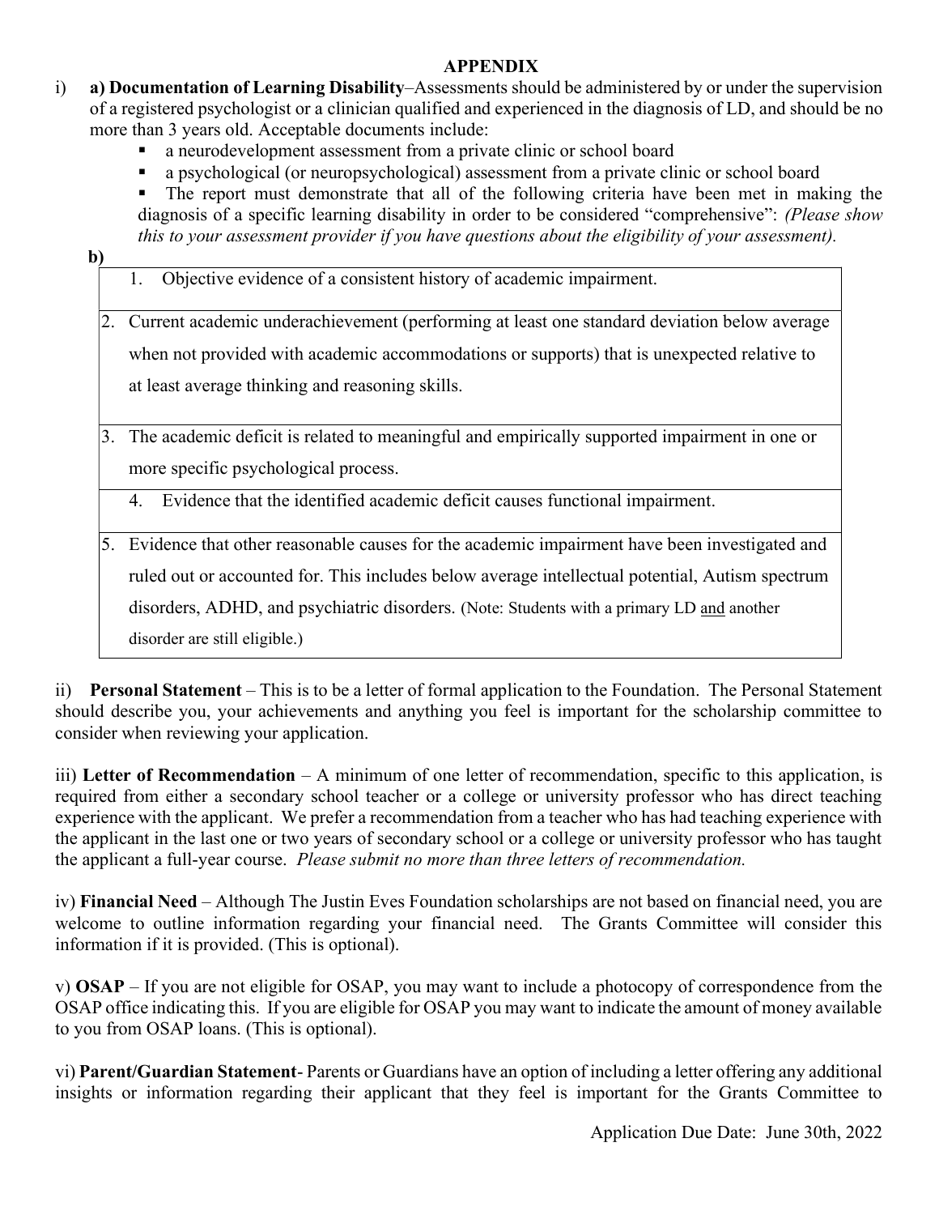# APPENDIX

i) **a) Documentation of Learning Disability**–Assessments should be administered by or under the supervision of a registered psychologist or a clinician qualified and experienced in the diagnosis of LD, and should be no more than 3 years old. Acceptable documents include:

- a neurodevelopment assessment from a private clinic or school board
- a psychological (or neuropsychological) assessment from a private clinic or school board
- The report must demonstrate that all of the following criteria have been met in making the diagnosis of a specific learning disability in order to be considered "comprehensive": *(Please show this to your assessment provider if you have questions about the eligibility of your assessment).*

**b)**

| |
|---|
| 1. Objective evidence of a consistent history of academic impairment. |
| 2. Current academic underachievement (performing at least one standard deviation below average when not provided with academic accommodations or supports) that is unexpected relative to at least average thinking and reasoning skills. |
| 3. The academic deficit is related to meaningful and empirically supported impairment in one or more specific psychological process. |
| 4. Evidence that the identified academic deficit causes functional impairment. |
| 5. Evidence that other reasonable causes for the academic impairment have been investigated and ruled out or accounted for. This includes below average intellectual potential, Autism spectrum disorders, ADHD, and psychiatric disorders. (Note: Students with a primary LD and another disorder are still eligible.) |

ii) **Personal Statement** – This is to be a letter of formal application to the Foundation. The Personal Statement should describe you, your achievements and anything you feel is important for the scholarship committee to consider when reviewing your application.

iii) **Letter of Recommendation** – A minimum of one letter of recommendation, specific to this application, is required from either a secondary school teacher or a college or university professor who has direct teaching experience with the applicant. We prefer a recommendation from a teacher who has had teaching experience with the applicant in the last one or two years of secondary school or a college or university professor who has taught the applicant a full-year course. *Please submit no more than three letters of recommendation.*

iv) **Financial Need** – Although The Justin Eves Foundation scholarships are not based on financial need, you are welcome to outline information regarding your financial need. The Grants Committee will consider this information if it is provided. (This is optional).

v) **OSAP** – If you are not eligible for OSAP, you may want to include a photocopy of correspondence from the OSAP office indicating this. If you are eligible for OSAP you may want to indicate the amount of money available to you from OSAP loans. (This is optional).

vi) **Parent/Guardian Statement**- Parents or Guardians have an option of including a letter offering any additional insights or information regarding their applicant that they feel is important for the Grants Committee to

Application Due Date: June 30th, 2022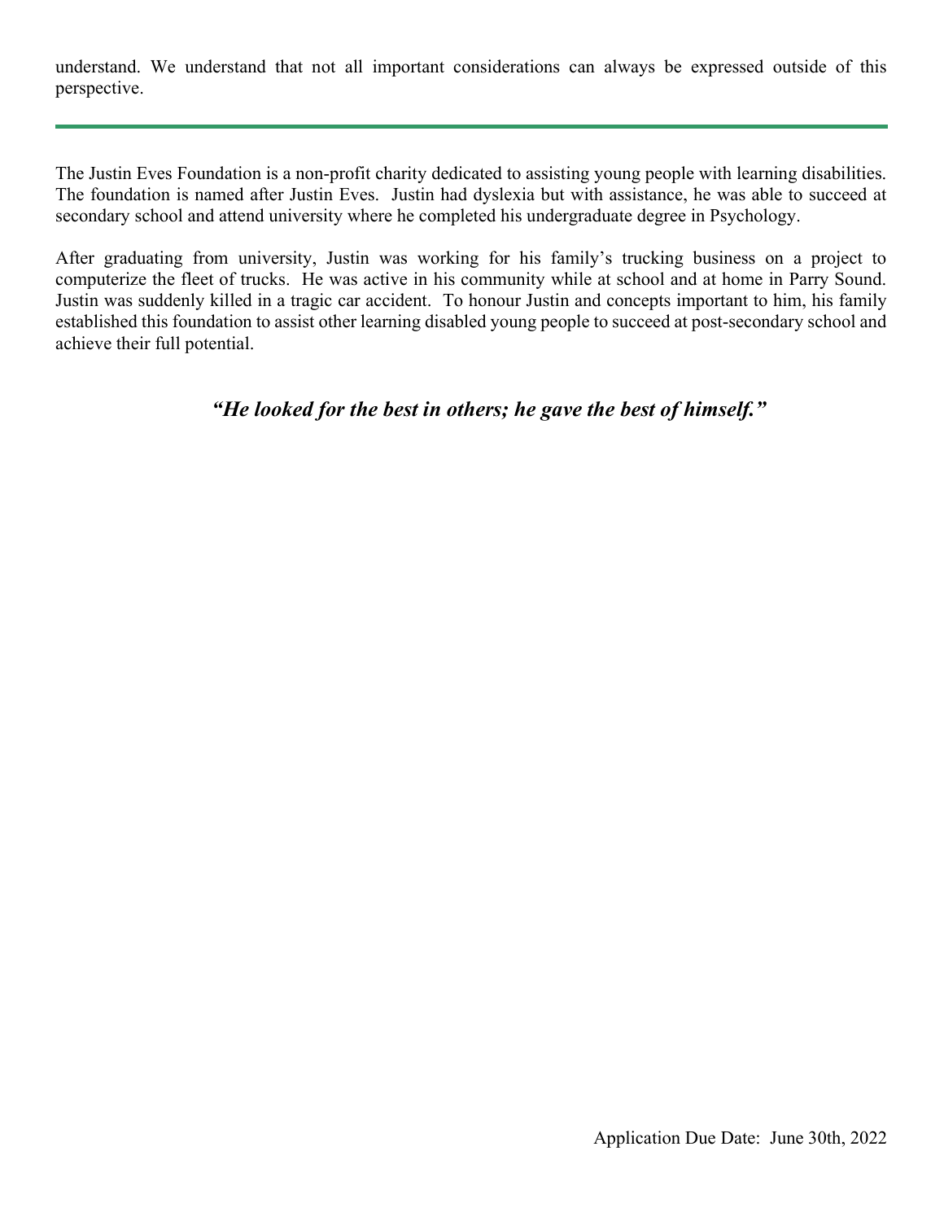understand. We understand that not all important considerations can always be expressed outside of this perspective.

---

The Justin Eves Foundation is a non-profit charity dedicated to assisting young people with learning disabilities. The foundation is named after Justin Eves. Justin had dyslexia but with assistance, he was able to succeed at secondary school and attend university where he completed his undergraduate degree in Psychology.

After graduating from university, Justin was working for his family's trucking business on a project to computerize the fleet of trucks. He was active in his community while at school and at home in Parry Sound. Justin was suddenly killed in a tragic car accident. To honour Justin and concepts important to him, his family established this foundation to assist other learning disabled young people to succeed at post-secondary school and achieve their full potential.

***"He looked for the best in others; he gave the best of himself."***

Application Due Date: June 30th, 2022